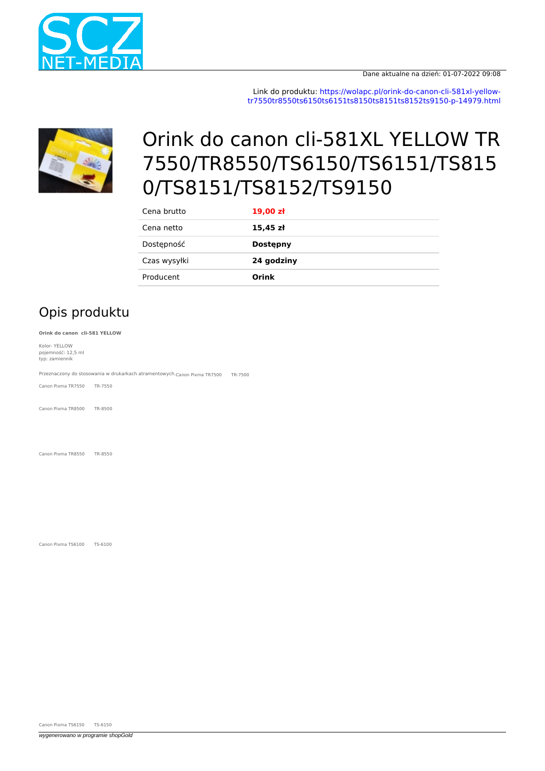Dane aktualne na dzień: 01-07-2022 09:08

Link do produktu: https://wolapc.pl/orink-do-canon-cli-581xl-yellow-tr7550tr8550ts6150ts6151ts8150ts8151ts8152ts9150-p-14979.html

# Orink do canon cli-581XL YELLOW TR 7550/TR8550/TS6150/TS6151/TS8150/TS8151/TS8152/TS9150

| Cena brutto | **19,00 zł** |
|---|---|
| Cena netto | **15,45 zł** |
| Dostępność | **Dostępny** |
| Czas wysyłki | **24 godziny** |
| Producent | **Orink** |

## Opis produktu

**Orink do canon cli-581 YELLOW**

Kolor- YELLOW
pojemność: 12,5 ml
typ: zamiennik

Przeznaczony do stosowania w drukarkach atramentowych.Canon Pixma TR7500 TR-7500

Canon Pixma TR7550 TR-7550

Canon Pixma TR8500 TR-8500

Canon Pixma TR8550 TR-8550

Canon Pixma TS6100 TS-6100

Canon Pixma TS6150 TS-6150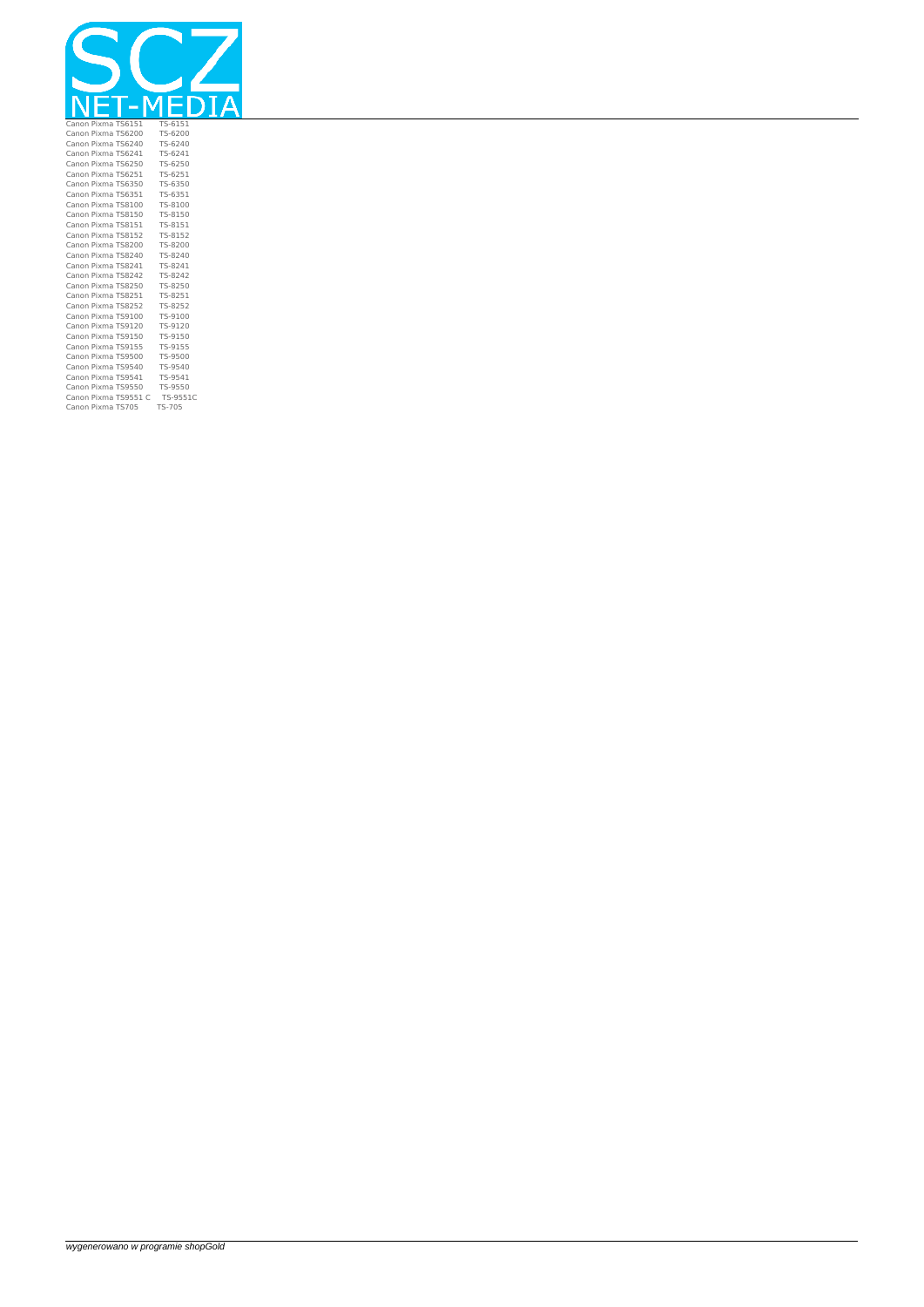| | |
|---|---|
| Canon Pixma TS6151 | TS-6151 |
| Canon Pixma TS6200 | TS-6200 |
| Canon Pixma TS6240 | TS-6240 |
| Canon Pixma TS6241 | TS-6241 |
| Canon Pixma TS6250 | TS-6250 |
| Canon Pixma TS6251 | TS-6251 |
| Canon Pixma TS6350 | TS-6350 |
| Canon Pixma TS6351 | TS-6351 |
| Canon Pixma TS8100 | TS-8100 |
| Canon Pixma TS8150 | TS-8150 |
| Canon Pixma TS8151 | TS-8151 |
| Canon Pixma TS8152 | TS-8152 |
| Canon Pixma TS8200 | TS-8200 |
| Canon Pixma TS8240 | TS-8240 |
| Canon Pixma TS8241 | TS-8241 |
| Canon Pixma TS8242 | TS-8242 |
| Canon Pixma TS8250 | TS-8250 |
| Canon Pixma TS8251 | TS-8251 |
| Canon Pixma TS8252 | TS-8252 |
| Canon Pixma TS9100 | TS-9100 |
| Canon Pixma TS9120 | TS-9120 |
| Canon Pixma TS9150 | TS-9150 |
| Canon Pixma TS9155 | TS-9155 |
| Canon Pixma TS9500 | TS-9500 |
| Canon Pixma TS9540 | TS-9540 |
| Canon Pixma TS9541 | TS-9541 |
| Canon Pixma TS9550 | TS-9550 |
| Canon Pixma TS9551 C | TS-9551C |
| Canon Pixma TS705 | TS-705 |